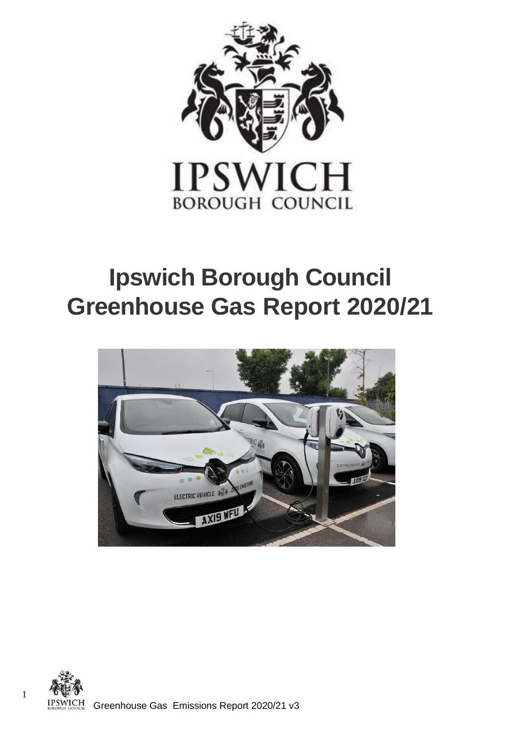# Ipswich Borough Council Greenhouse Gas Report 2020/21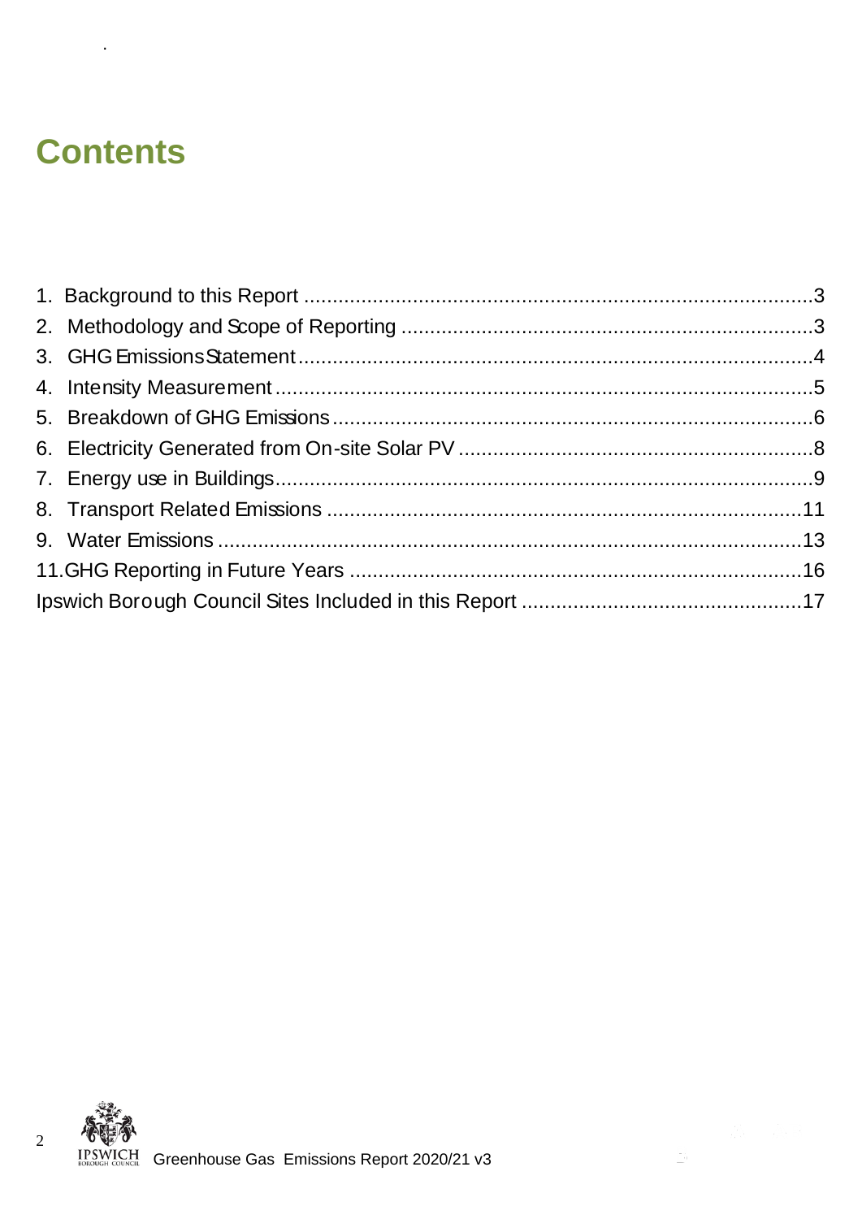# Contents

1. Background to this Report ...3
2. Methodology and Scope of Reporting ...3
3. GHG Emissions Statement ...4
4. Intensity Measurement ...5
5. Breakdown of GHG Emissions ...6
6. Electricity Generated from On-site Solar PV ...8
7. Energy use in Buildings ...9
8. Transport Related Emissions ...11
9. Water Emissions ...13

11.GHG Reporting in Future Years ...16

Ipswich Borough Council Sites Included in this Report ...17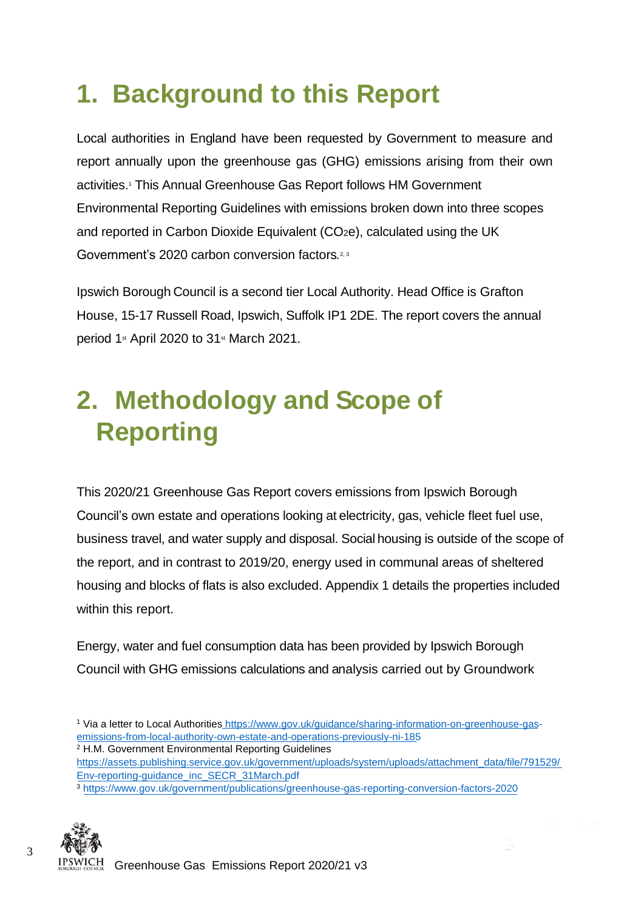# 1. Background to this Report

Local authorities in England have been requested by Government to measure and report annually upon the greenhouse gas (GHG) emissions arising from their own activities.[1] This Annual Greenhouse Gas Report follows HM Government Environmental Reporting Guidelines with emissions broken down into three scopes and reported in Carbon Dioxide Equivalent ($CO_2e$), calculated using the UK Government's 2020 carbon conversion factors.[2, 3]

Ipswich Borough Council is a second tier Local Authority. Head Office is Grafton House, 15-17 Russell Road, Ipswich, Suffolk IP1 2DE. The report covers the annual period 1st April 2020 to 31st March 2021.

# 2. Methodology and Scope of Reporting

This 2020/21 Greenhouse Gas Report covers emissions from Ipswich Borough Council's own estate and operations looking at electricity, gas, vehicle fleet fuel use, business travel, and water supply and disposal. Social housing is outside of the scope of the report, and in contrast to 2019/20, energy used in communal areas of sheltered housing and blocks of flats is also excluded. Appendix 1 details the properties included within this report.

Energy, water and fuel consumption data has been provided by Ipswich Borough Council with GHG emissions calculations and analysis carried out by Groundwork

[1] Via a letter to Local Authorities https://www.gov.uk/guidance/sharing-information-on-greenhouse-gas-emissions-from-local-authority-own-estate-and-operations-previously-ni-185

[2] H.M. Government Environmental Reporting Guidelines https://assets.publishing.service.gov.uk/government/uploads/system/uploads/attachment_data/file/791529/Env-reporting-guidance_inc_SECR_31March.pdf

[3] https://www.gov.uk/government/publications/greenhouse-gas-reporting-conversion-factors-2020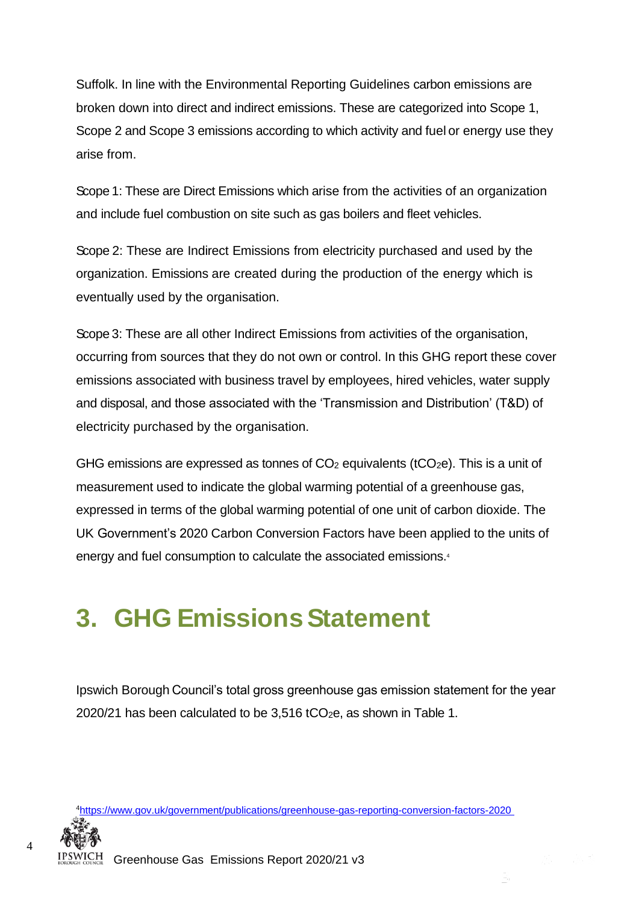Suffolk. In line with the Environmental Reporting Guidelines carbon emissions are broken down into direct and indirect emissions. These are categorized into Scope 1, Scope 2 and Scope 3 emissions according to which activity and fuel or energy use they arise from.

Scope 1: These are Direct Emissions which arise from the activities of an organization and include fuel combustion on site such as gas boilers and fleet vehicles.

Scope 2: These are Indirect Emissions from electricity purchased and used by the organization. Emissions are created during the production of the energy which is eventually used by the organisation.

Scope 3: These are all other Indirect Emissions from activities of the organisation, occurring from sources that they do not own or control. In this GHG report these cover emissions associated with business travel by employees, hired vehicles, water supply and disposal, and those associated with the 'Transmission and Distribution' (T&D) of electricity purchased by the organisation.

GHG emissions are expressed as tonnes of $CO_2$ equivalents ($tCO_2e$). This is a unit of measurement used to indicate the global warming potential of a greenhouse gas, expressed in terms of the global warming potential of one unit of carbon dioxide. The UK Government's 2020 Carbon Conversion Factors have been applied to the units of energy and fuel consumption to calculate the associated emissions.[4]

# 3. GHG Emissions Statement

Ipswich Borough Council's total gross greenhouse gas emission statement for the year 2020/21 has been calculated to be 3,516 $tCO_2e$, as shown in Table 1.

[4] https://www.gov.uk/government/publications/greenhouse-gas-reporting-conversion-factors-2020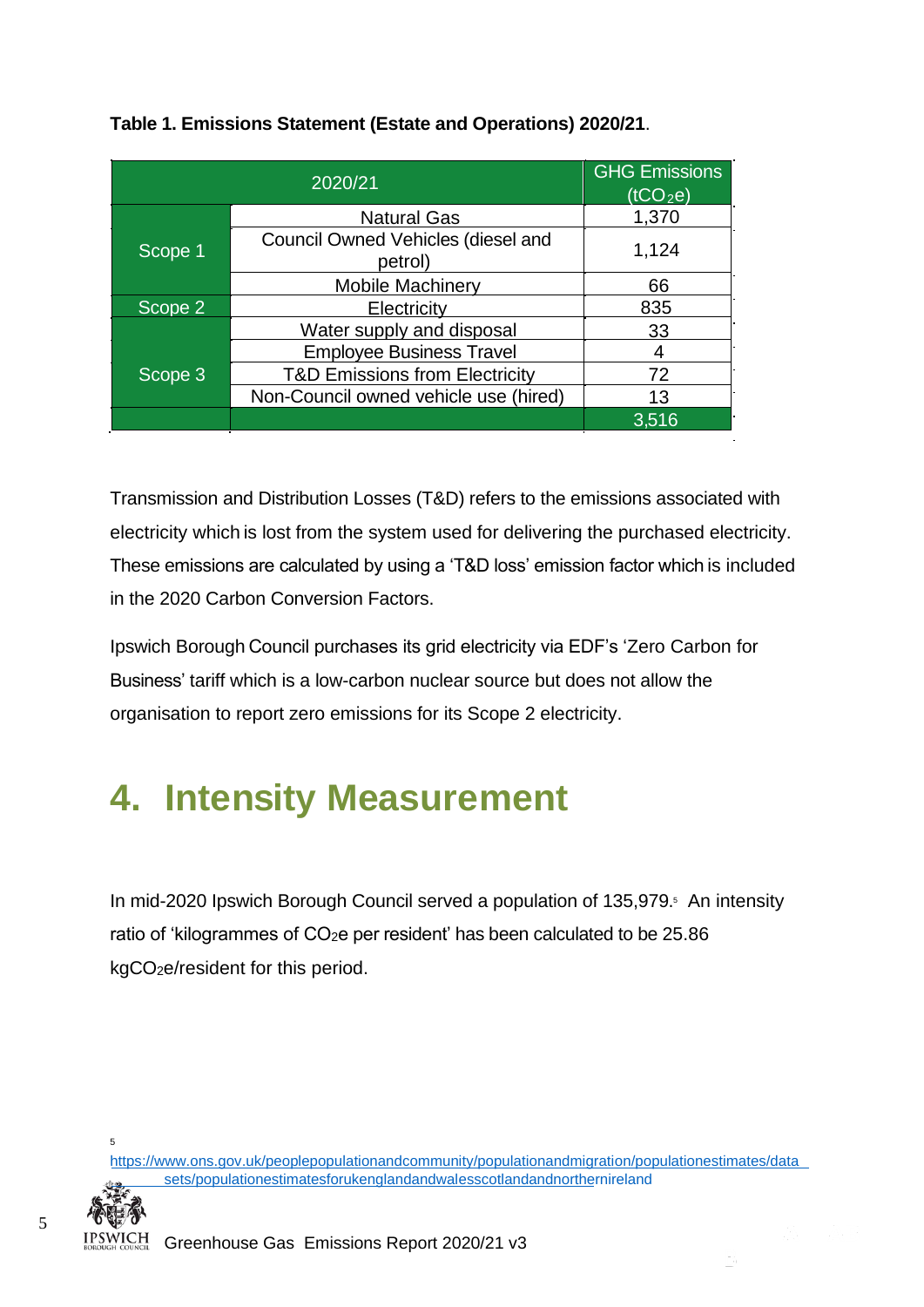**Table 1. Emissions Statement (Estate and Operations) 2020/21**.

| 2020/21 | | GHG Emissions ($tCO_2e$) |
|---|---|---|
| Scope 1 | Natural Gas | 1,370 |
| | Council Owned Vehicles (diesel and petrol) | 1,124 |
| | Mobile Machinery | 66 |
| Scope 2 | Electricity | 835 |
| Scope 3 | Water supply and disposal | 33 |
| | Employee Business Travel | 4 |
| | T&D Emissions from Electricity | 72 |
| | Non-Council owned vehicle use (hired) | 13 |
| | | 3,516 |

Transmission and Distribution Losses (T&D) refers to the emissions associated with electricity which is lost from the system used for delivering the purchased electricity. These emissions are calculated by using a 'T&D loss' emission factor which is included in the 2020 Carbon Conversion Factors.

Ipswich Borough Council purchases its grid electricity via EDF's 'Zero Carbon for Business' tariff which is a low-carbon nuclear source but does not allow the organisation to report zero emissions for its Scope 2 electricity.

# 4. Intensity Measurement

In mid-2020 Ipswich Borough Council served a population of 135,979.[5] An intensity ratio of 'kilogrammes of $CO_2e$ per resident' has been calculated to be 25.86 $kgCO_2e$/resident for this period.

[5] https://www.ons.gov.uk/peoplepopulationandcommunity/populationandmigration/populationestimates/datasets/populationestimatesforukenglandandwalesscotlandandnorthernireland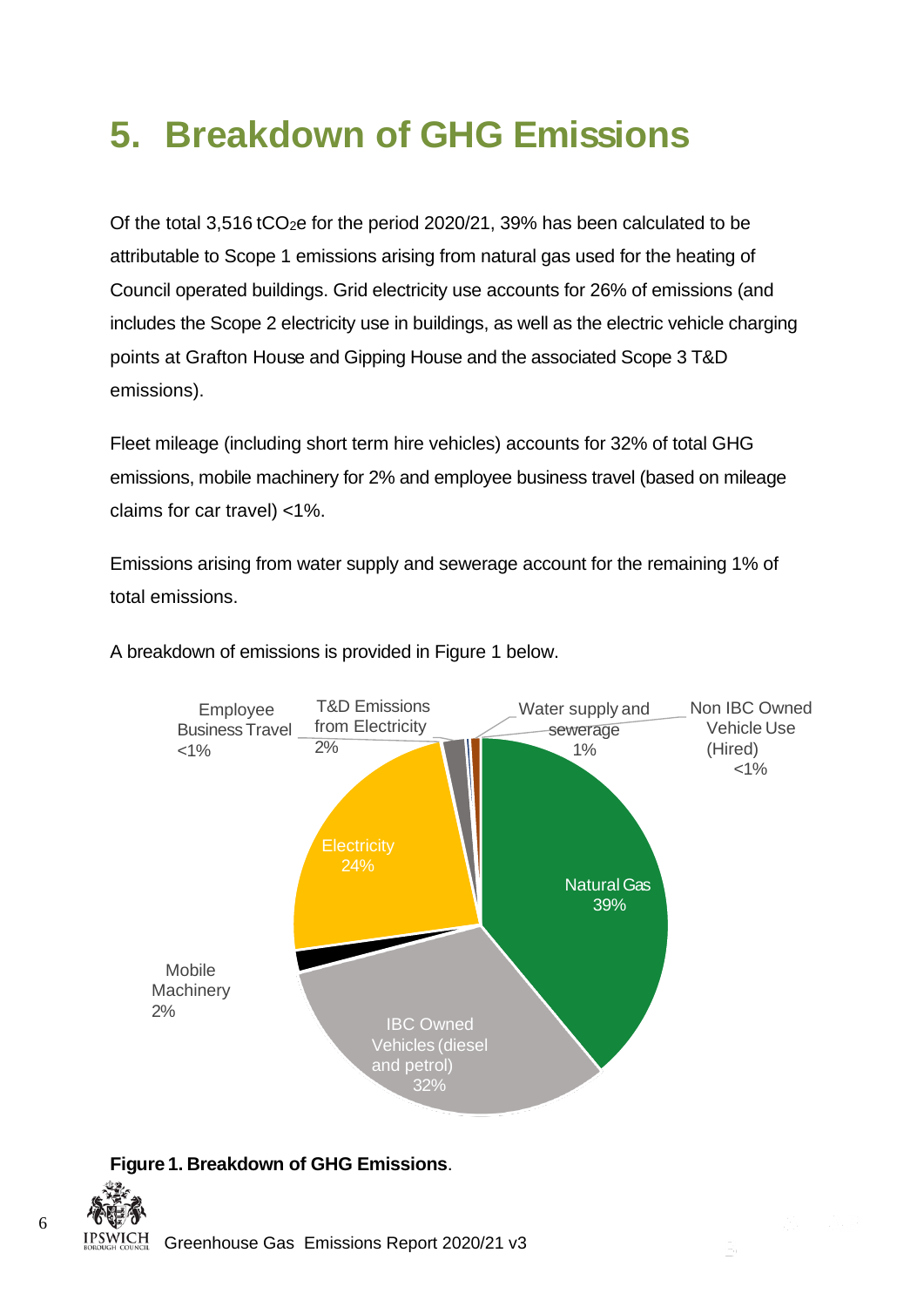# 5. Breakdown of GHG Emissions

Of the total 3,516 $tCO_2e$ for the period 2020/21, 39% has been calculated to be attributable to Scope 1 emissions arising from natural gas used for the heating of Council operated buildings. Grid electricity use accounts for 26% of emissions (and includes the Scope 2 electricity use in buildings, as well as the electric vehicle charging points at Grafton House and Gipping House and the associated Scope 3 T&D emissions).

Fleet mileage (including short term hire vehicles) accounts for 32% of total GHG emissions, mobile machinery for 2% and employee business travel (based on mileage claims for car travel) <1%.

Emissions arising from water supply and sewerage account for the remaining 1% of total emissions.

A breakdown of emissions is provided in Figure 1 below.

| Category | Share |
|---|---|
| Natural Gas | 39% |
| IBC Owned Vehicles (diesel and petrol) | 32% |
| Electricity | 24% |
| Mobile Machinery | 2% |
| T&D Emissions from Electricity | 2% |
| Water supply and sewerage | 1% |
| Employee Business Travel | <1% |
| Non IBC Owned Vehicle Use (Hired) | <1% |

**Figure 1. Breakdown of GHG Emissions**.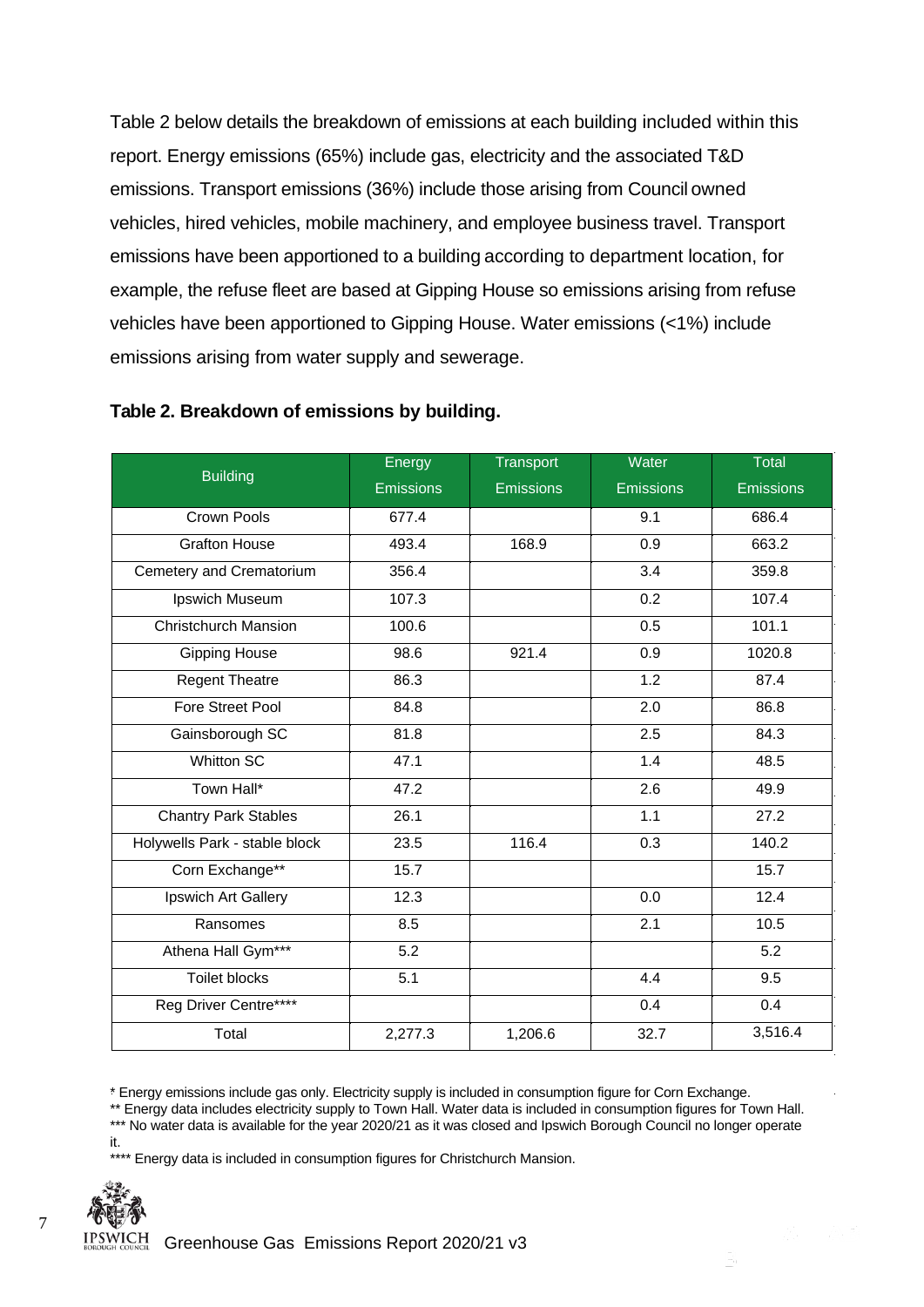Table 2 below details the breakdown of emissions at each building included within this report. Energy emissions (65%) include gas, electricity and the associated T&D emissions. Transport emissions (36%) include those arising from Council owned vehicles, hired vehicles, mobile machinery, and employee business travel. Transport emissions have been apportioned to a building according to department location, for example, the refuse fleet are based at Gipping House so emissions arising from refuse vehicles have been apportioned to Gipping House. Water emissions (<1%) include emissions arising from water supply and sewerage.

**Table 2. Breakdown of emissions by building.**

| Building | Energy Emissions | Transport Emissions | Water Emissions | Total Emissions |
|---|---|---|---|---|
| Crown Pools | 677.4 | | 9.1 | 686.4 |
| Grafton House | 493.4 | 168.9 | 0.9 | 663.2 |
| Cemetery and Crematorium | 356.4 | | 3.4 | 359.8 |
| Ipswich Museum | 107.3 | | 0.2 | 107.4 |
| Christchurch Mansion | 100.6 | | 0.5 | 101.1 |
| Gipping House | 98.6 | 921.4 | 0.9 | 1020.8 |
| Regent Theatre | 86.3 | | 1.2 | 87.4 |
| Fore Street Pool | 84.8 | | 2.0 | 86.8 |
| Gainsborough SC | 81.8 | | 2.5 | 84.3 |
| Whitton SC | 47.1 | | 1.4 | 48.5 |
| Town Hall* | 47.2 | | 2.6 | 49.9 |
| Chantry Park Stables | 26.1 | | 1.1 | 27.2 |
| Holywells Park - stable block | 23.5 | 116.4 | 0.3 | 140.2 |
| Corn Exchange** | 15.7 | | | 15.7 |
| Ipswich Art Gallery | 12.3 | | 0.0 | 12.4 |
| Ransomes | 8.5 | | 2.1 | 10.5 |
| Athena Hall Gym*** | 5.2 | | | 5.2 |
| Toilet blocks | 5.1 | | 4.4 | 9.5 |
| Reg Driver Centre**** | | | 0.4 | 0.4 |
| Total | 2,277.3 | 1,206.6 | 32.7 | 3,516.4 |

\* Energy emissions include gas only. Electricity supply is included in consumption figure for Corn Exchange.
** Energy data includes electricity supply to Town Hall. Water data is included in consumption figures for Town Hall.
*** No water data is available for the year 2020/21 as it was closed and Ipswich Borough Council no longer operate it.
**** Energy data is included in consumption figures for Christchurch Mansion.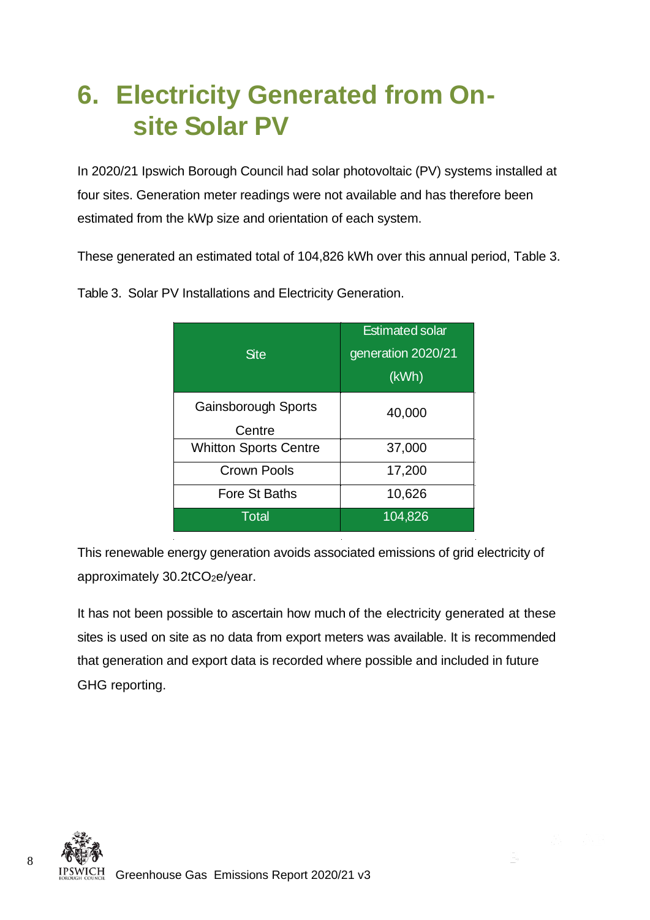# 6. Electricity Generated from On-site Solar PV

In 2020/21 Ipswich Borough Council had solar photovoltaic (PV) systems installed at four sites. Generation meter readings were not available and has therefore been estimated from the kWp size and orientation of each system.

These generated an estimated total of 104,826 kWh over this annual period, Table 3.

Table 3. Solar PV Installations and Electricity Generation.

| Site | Estimated solar generation 2020/21 (kWh) |
|---|---|
| Gainsborough Sports Centre | 40,000 |
| Whitton Sports Centre | 37,000 |
| Crown Pools | 17,200 |
| Fore St Baths | 10,626 |
| Total | 104,826 |

This renewable energy generation avoids associated emissions of grid electricity of approximately 30.2t$CO_2$e/year.

It has not been possible to ascertain how much of the electricity generated at these sites is used on site as no data from export meters was available. It is recommended that generation and export data is recorded where possible and included in future GHG reporting.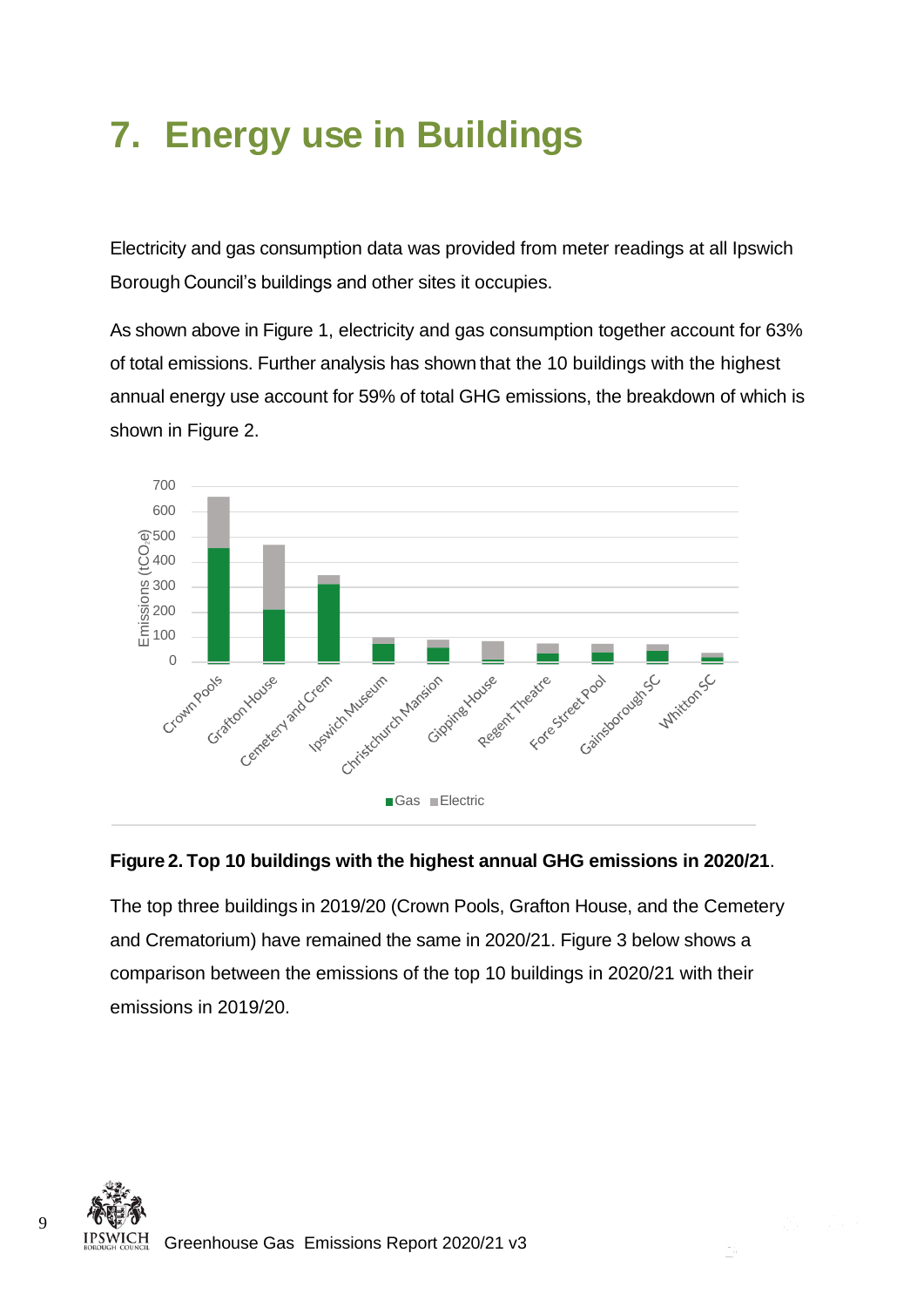# 7. Energy use in Buildings

Electricity and gas consumption data was provided from meter readings at all Ipswich Borough Council's buildings and other sites it occupies.

As shown above in Figure 1, electricity and gas consumption together account for 63% of total emissions. Further analysis has shown that the 10 buildings with the highest annual energy use account for 59% of total GHG emissions, the breakdown of which is shown in Figure 2.

**Figure 2. Top 10 buildings with the highest annual GHG emissions in 2020/21**.

The top three buildings in 2019/20 (Crown Pools, Grafton House, and the Cemetery and Crematorium) have remained the same in 2020/21. Figure 3 below shows a comparison between the emissions of the top 10 buildings in 2020/21 with their emissions in 2019/20.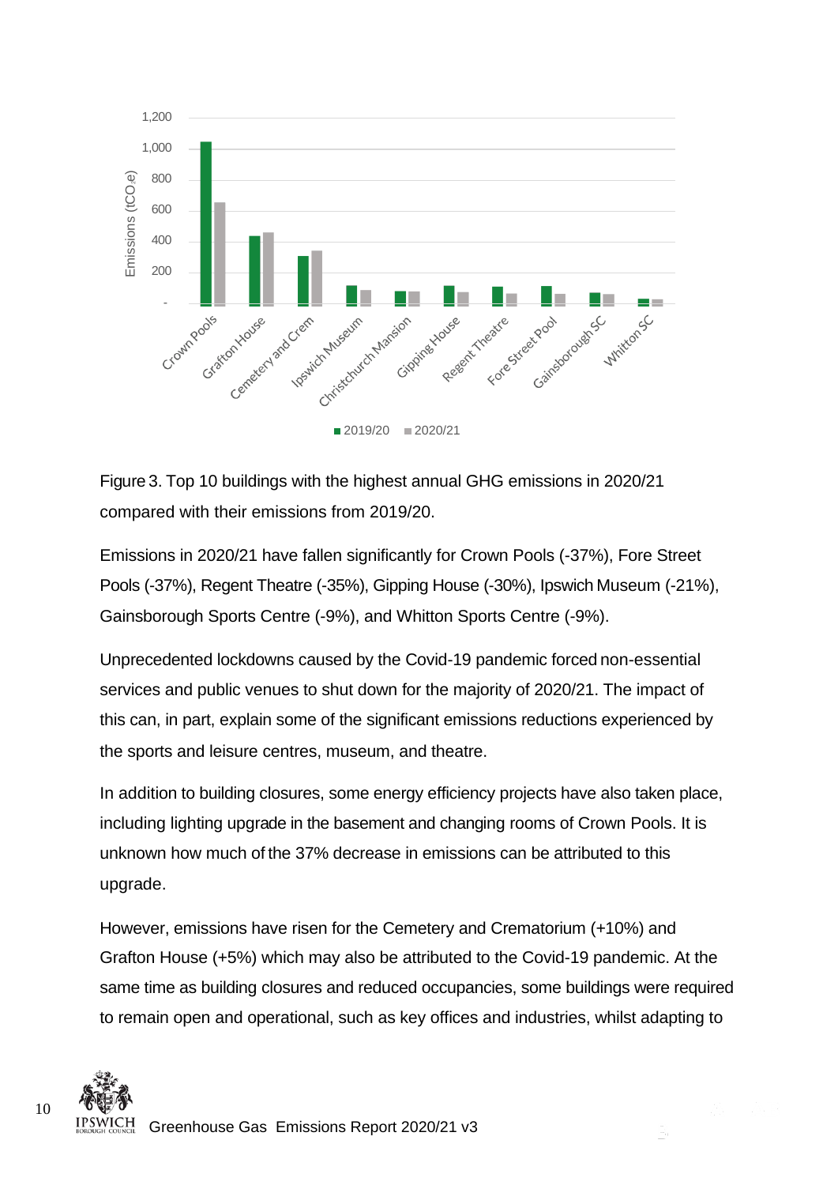Figure 3. Top 10 buildings with the highest annual GHG emissions in 2020/21 compared with their emissions from 2019/20.

Emissions in 2020/21 have fallen significantly for Crown Pools (-37%), Fore Street Pools (-37%), Regent Theatre (-35%), Gipping House (-30%), Ipswich Museum (-21%), Gainsborough Sports Centre (-9%), and Whitton Sports Centre (-9%).

Unprecedented lockdowns caused by the Covid-19 pandemic forced non-essential services and public venues to shut down for the majority of 2020/21. The impact of this can, in part, explain some of the significant emissions reductions experienced by the sports and leisure centres, museum, and theatre.

In addition to building closures, some energy efficiency projects have also taken place, including lighting upgrade in the basement and changing rooms of Crown Pools. It is unknown how much of the 37% decrease in emissions can be attributed to this upgrade.

However, emissions have risen for the Cemetery and Crematorium (+10%) and Grafton House (+5%) which may also be attributed to the Covid-19 pandemic. At the same time as building closures and reduced occupancies, some buildings were required to remain open and operational, such as key offices and industries, whilst adapting to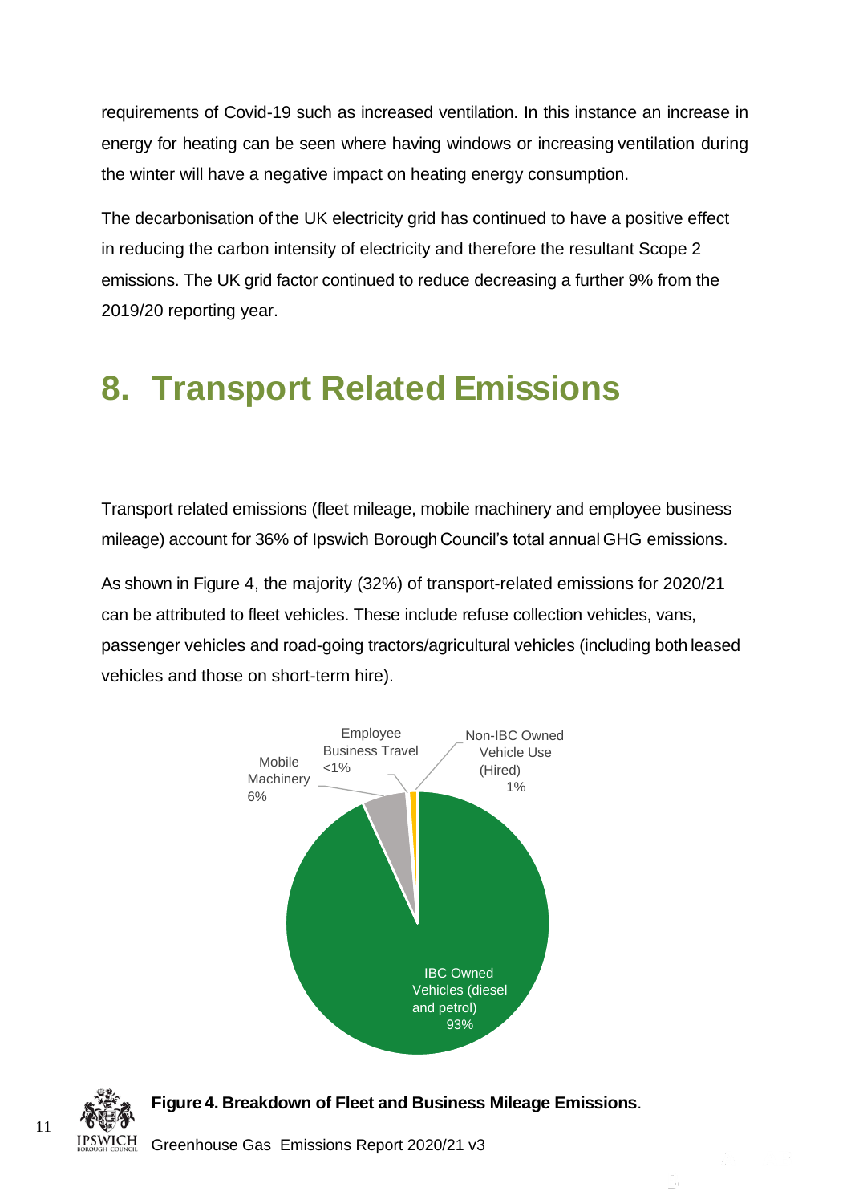requirements of Covid-19 such as increased ventilation. In this instance an increase in energy for heating can be seen where having windows or increasing ventilation during the winter will have a negative impact on heating energy consumption.

The decarbonisation of the UK electricity grid has continued to have a positive effect in reducing the carbon intensity of electricity and therefore the resultant Scope 2 emissions. The UK grid factor continued to reduce decreasing a further 9% from the 2019/20 reporting year.

# 8. Transport Related Emissions

Transport related emissions (fleet mileage, mobile machinery and employee business mileage) account for 36% of Ipswich Borough Council's total annual GHG emissions.

As shown in Figure 4, the majority (32%) of transport-related emissions for 2020/21 can be attributed to fleet vehicles. These include refuse collection vehicles, vans, passenger vehicles and road-going tractors/agricultural vehicles (including both leased vehicles and those on short-term hire).

Employee Business Travel <1%

Non-IBC Owned Vehicle Use (Hired) 1%

Mobile Machinery 6%

IBC Owned Vehicles (diesel and petrol) 93%

**Figure 4. Breakdown of Fleet and Business Mileage Emissions**.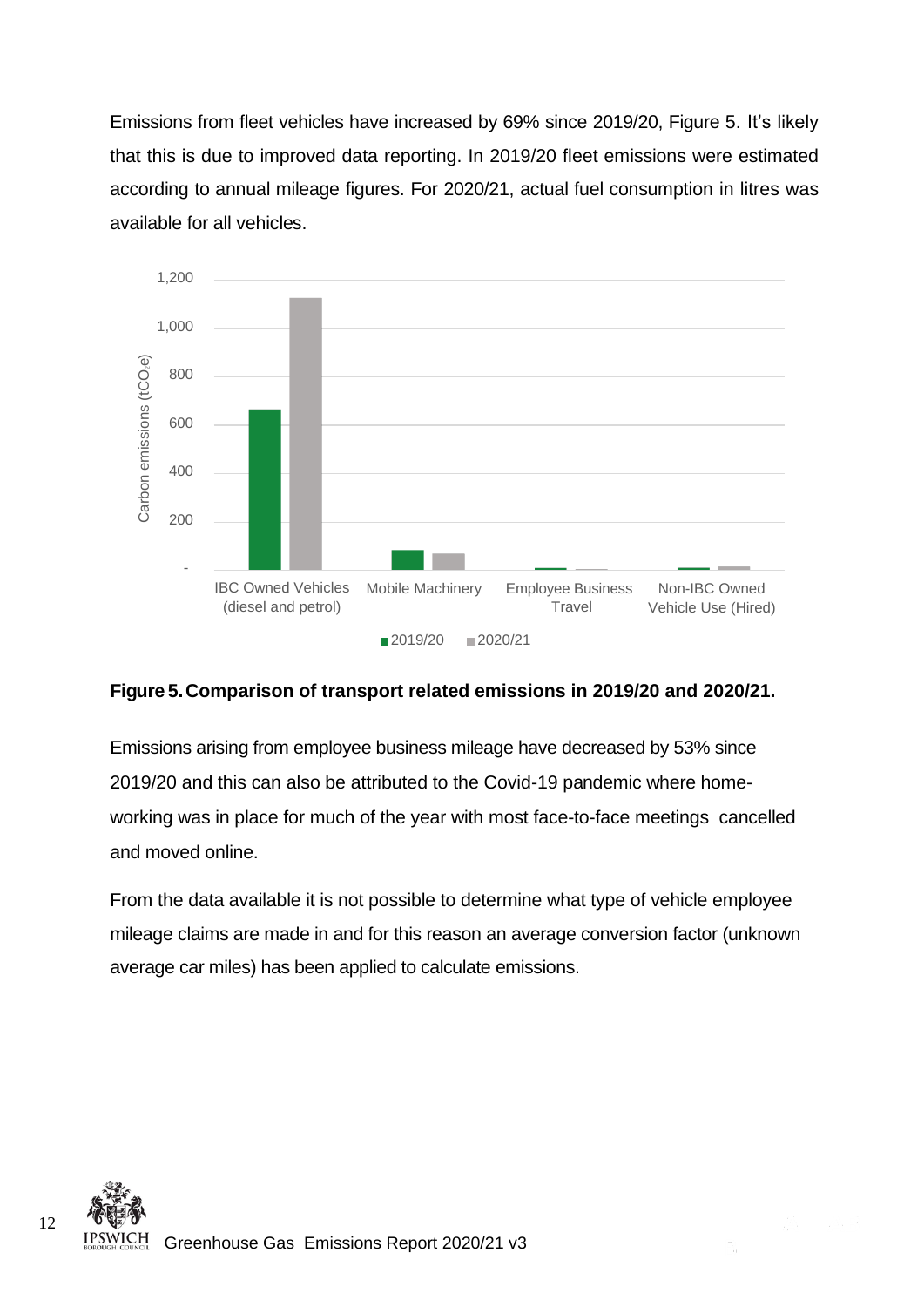Emissions from fleet vehicles have increased by 69% since 2019/20, Figure 5. It's likely that this is due to improved data reporting. In 2019/20 fleet emissions were estimated according to annual mileage figures. For 2020/21, actual fuel consumption in litres was available for all vehicles.

**Figure 5. Comparison of transport related emissions in 2019/20 and 2020/21.**

Emissions arising from employee business mileage have decreased by 53% since 2019/20 and this can also be attributed to the Covid-19 pandemic where home-working was in place for much of the year with most face-to-face meetings cancelled and moved online.

From the data available it is not possible to determine what type of vehicle employee mileage claims are made in and for this reason an average conversion factor (unknown average car miles) has been applied to calculate emissions.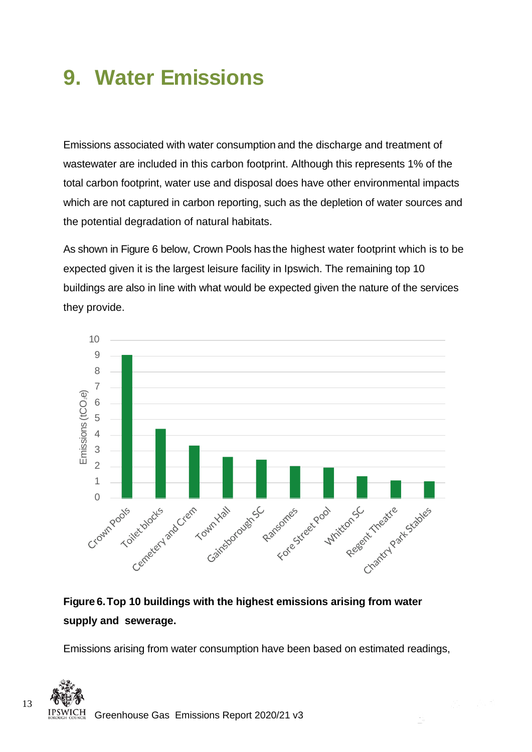# 9. Water Emissions

Emissions associated with water consumption and the discharge and treatment of wastewater are included in this carbon footprint. Although this represents 1% of the total carbon footprint, water use and disposal does have other environmental impacts which are not captured in carbon reporting, such as the depletion of water sources and the potential degradation of natural habitats.

As shown in Figure 6 below, Crown Pools has the highest water footprint which is to be expected given it is the largest leisure facility in Ipswich. The remaining top 10 buildings are also in line with what would be expected given the nature of the services they provide.

**Figure 6. Top 10 buildings with the highest emissions arising from water supply and sewerage.**

Emissions arising from water consumption have been based on estimated readings,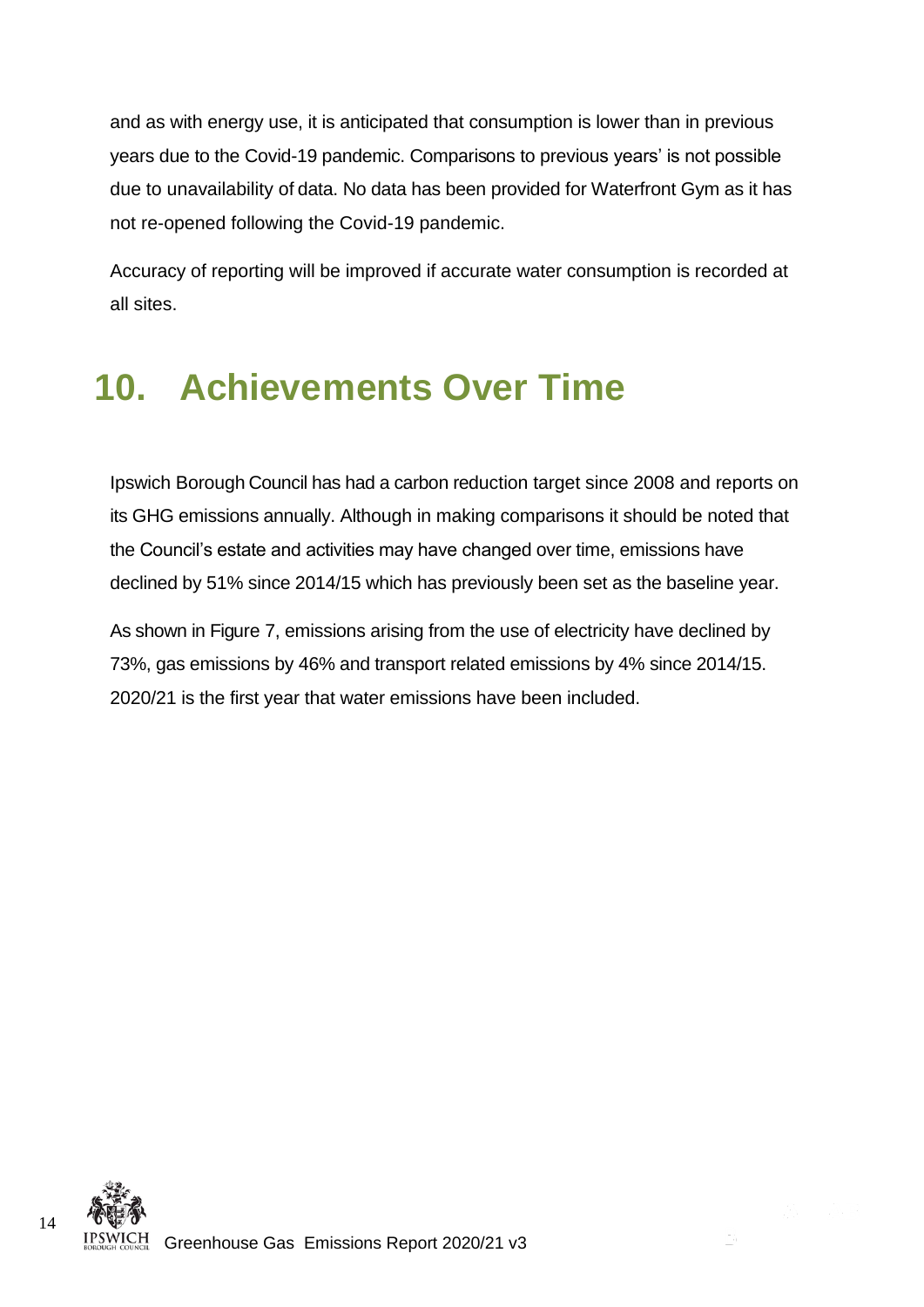and as with energy use, it is anticipated that consumption is lower than in previous years due to the Covid-19 pandemic. Comparisons to previous years' is not possible due to unavailability of data. No data has been provided for Waterfront Gym as it has not re-opened following the Covid-19 pandemic.

Accuracy of reporting will be improved if accurate water consumption is recorded at all sites.

# 10. Achievements Over Time

Ipswich Borough Council has had a carbon reduction target since 2008 and reports on its GHG emissions annually. Although in making comparisons it should be noted that the Council's estate and activities may have changed over time, emissions have declined by 51% since 2014/15 which has previously been set as the baseline year.

As shown in Figure 7, emissions arising from the use of electricity have declined by 73%, gas emissions by 46% and transport related emissions by 4% since 2014/15. 2020/21 is the first year that water emissions have been included.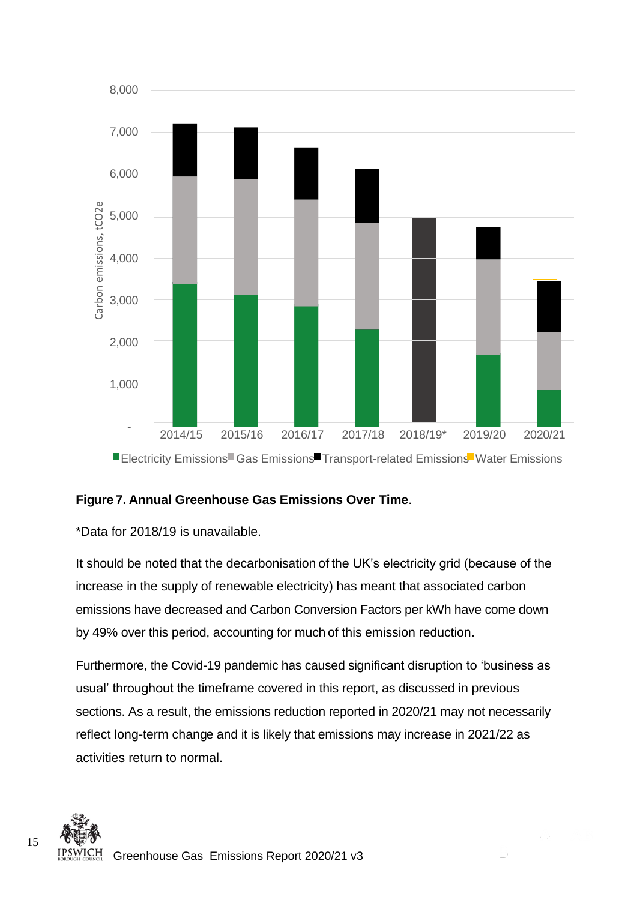**Figure 7. Annual Greenhouse Gas Emissions Over Time**.

*Data for 2018/19 is unavailable.

It should be noted that the decarbonisation of the UK's electricity grid (because of the increase in the supply of renewable electricity) has meant that associated carbon emissions have decreased and Carbon Conversion Factors per kWh have come down by 49% over this period, accounting for much of this emission reduction.

Furthermore, the Covid-19 pandemic has caused significant disruption to 'business as usual' throughout the timeframe covered in this report, as discussed in previous sections. As a result, the emissions reduction reported in 2020/21 may not necessarily reflect long-term change and it is likely that emissions may increase in 2021/22 as activities return to normal.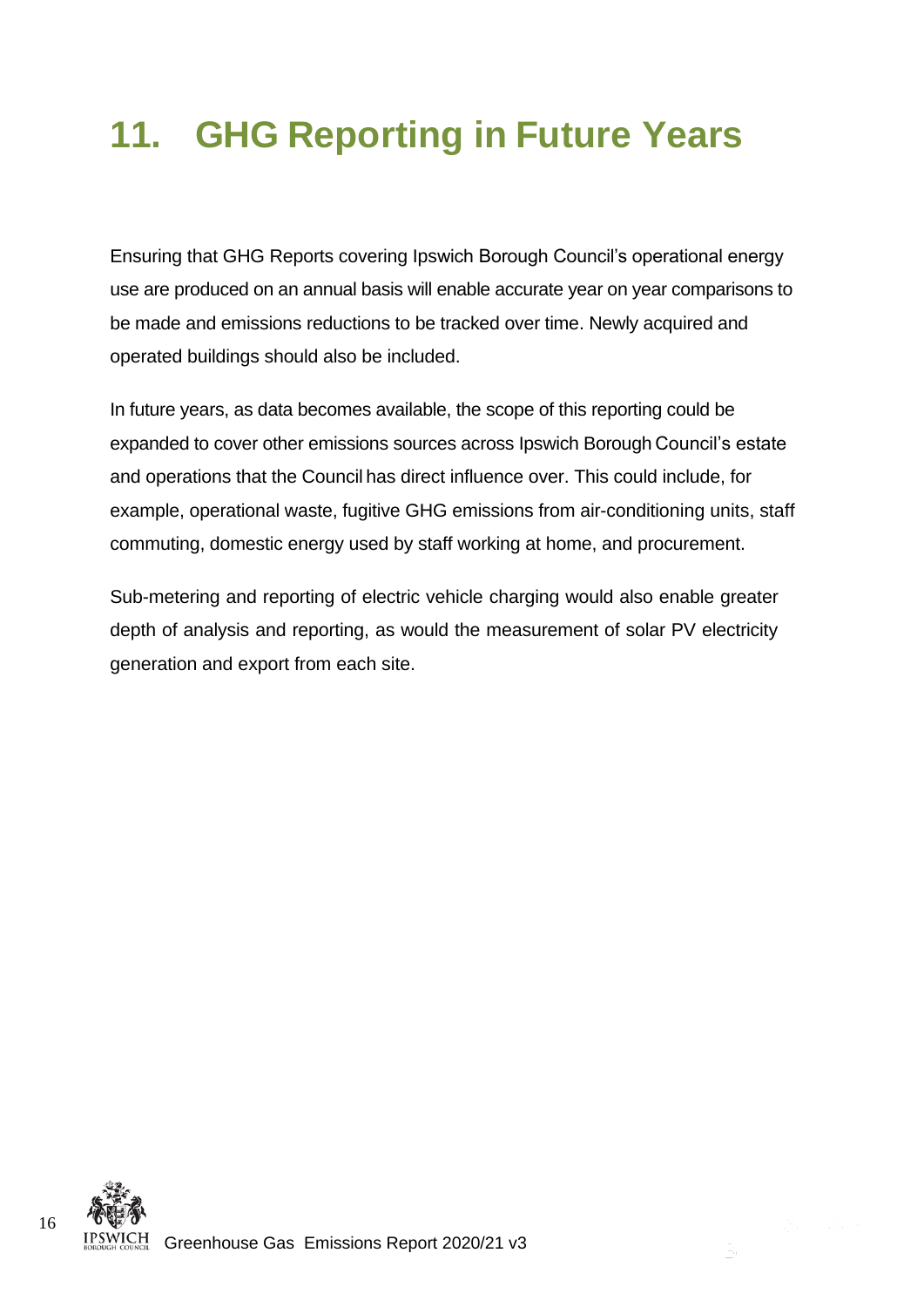# 11. GHG Reporting in Future Years

Ensuring that GHG Reports covering Ipswich Borough Council's operational energy use are produced on an annual basis will enable accurate year on year comparisons to be made and emissions reductions to be tracked over time. Newly acquired and operated buildings should also be included.

In future years, as data becomes available, the scope of this reporting could be expanded to cover other emissions sources across Ipswich Borough Council's estate and operations that the Council has direct influence over. This could include, for example, operational waste, fugitive GHG emissions from air-conditioning units, staff commuting, domestic energy used by staff working at home, and procurement.

Sub-metering and reporting of electric vehicle charging would also enable greater depth of analysis and reporting, as would the measurement of solar PV electricity generation and export from each site.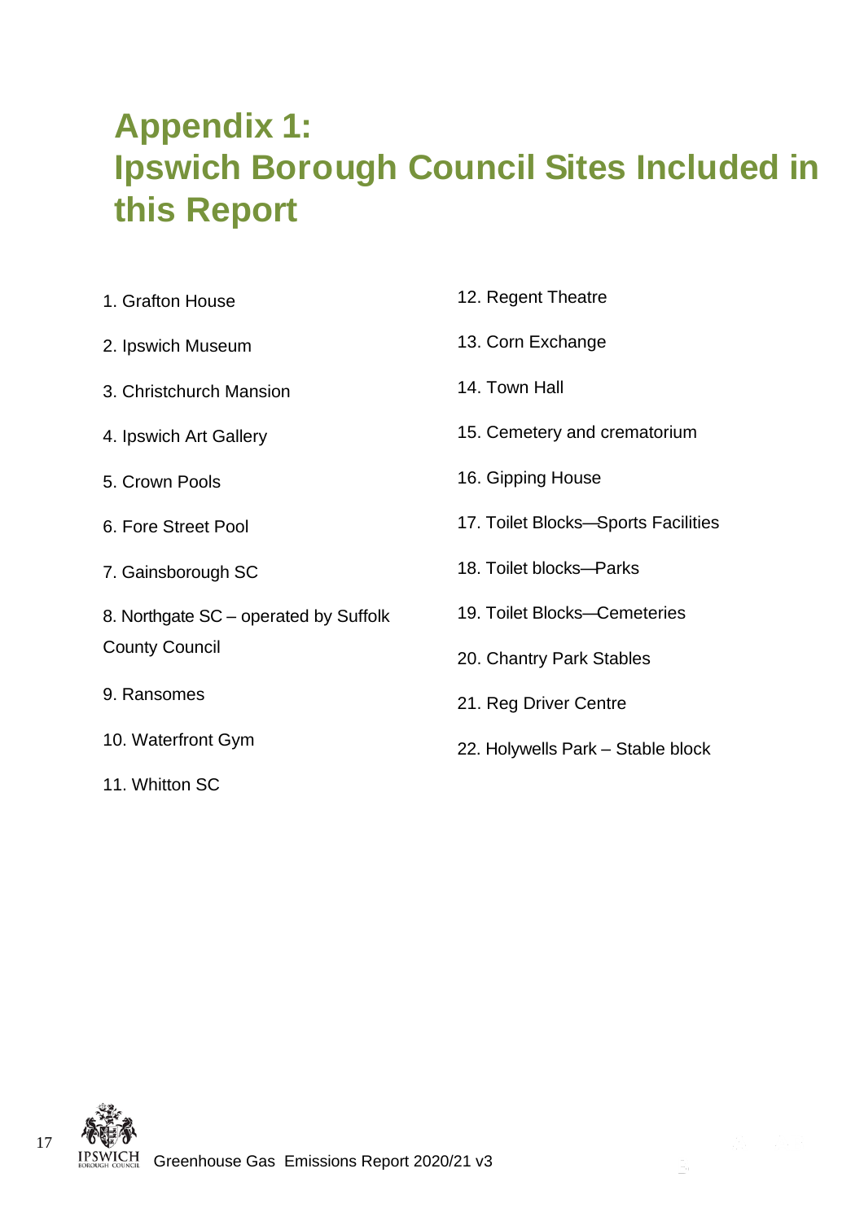# Appendix 1: Ipswich Borough Council Sites Included in this Report

1. Grafton House
2. Ipswich Museum
3. Christchurch Mansion
4. Ipswich Art Gallery
5. Crown Pools
6. Fore Street Pool
7. Gainsborough SC
8. Northgate SC – operated by Suffolk County Council
9. Ransomes
10. Waterfront Gym
11. Whitton SC
12. Regent Theatre
13. Corn Exchange
14. Town Hall
15. Cemetery and crematorium
16. Gipping House
17. Toilet Blocks—Sports Facilities
18. Toilet blocks—Parks
19. Toilet Blocks—Cemeteries
20. Chantry Park Stables
21. Reg Driver Centre
22. Holywells Park – Stable block